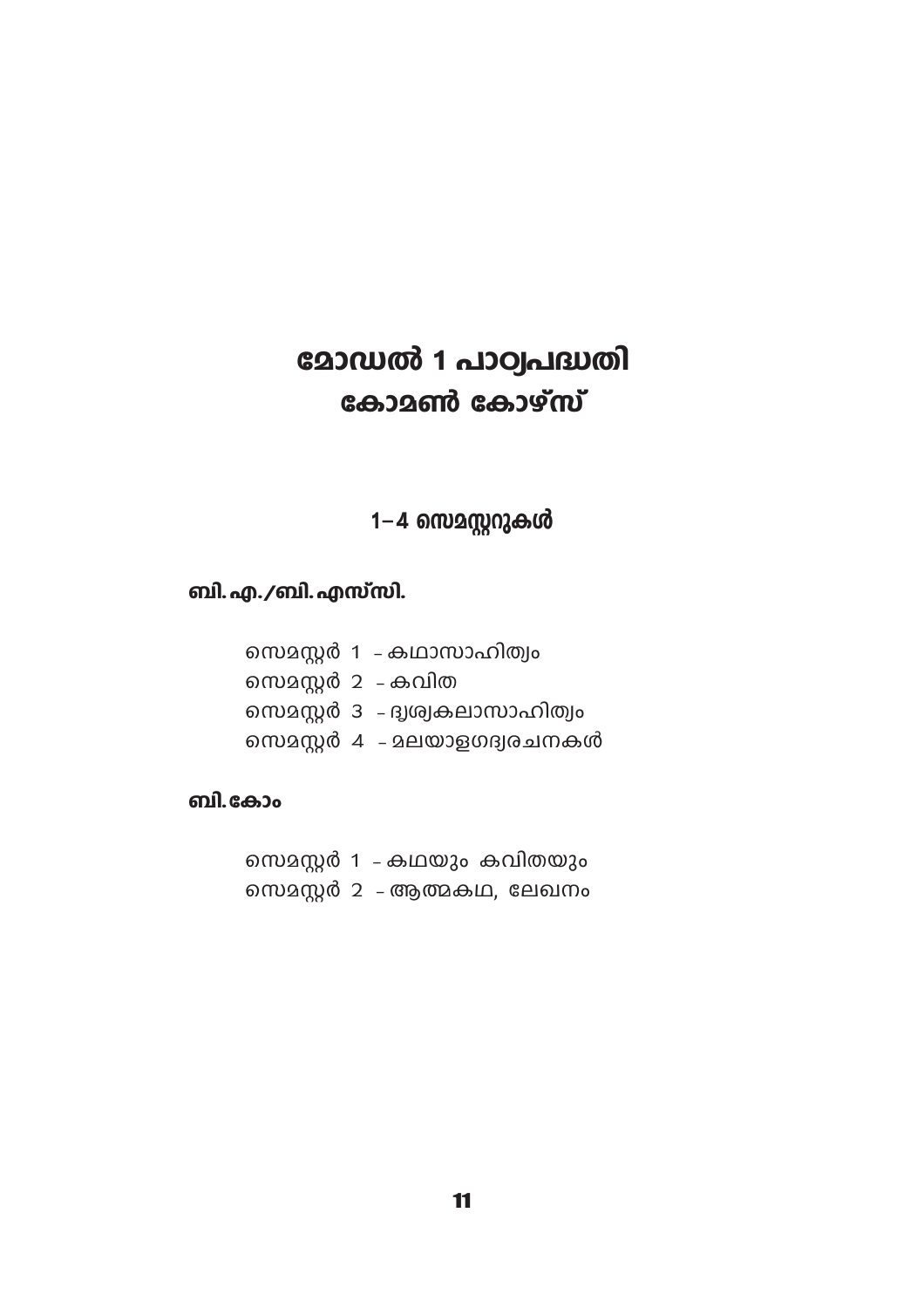# മോഡൽ 1 പാഠ്യപദ്ധതി
# കോമൺ കോഴ്സ്

## 1–4 സെമസ്റ്ററുകൾ

### ബി. എ./ബി. എസ്‌സി.

സെമസ്റ്റർ 1 – കഥാസാഹിത്യം
സെമസ്റ്റർ 2 – കവിത
സെമസ്റ്റർ 3 – ദൃശ്യകലാസാഹിത്യം
സെമസ്റ്റർ 4 – മലയാളഗദ്യരചനകൾ

### ബി. കോം

സെമസ്റ്റർ 1 – കഥയും കവിതയും
സെമസ്റ്റർ 2 – ആത്മകഥ, ലേഖനം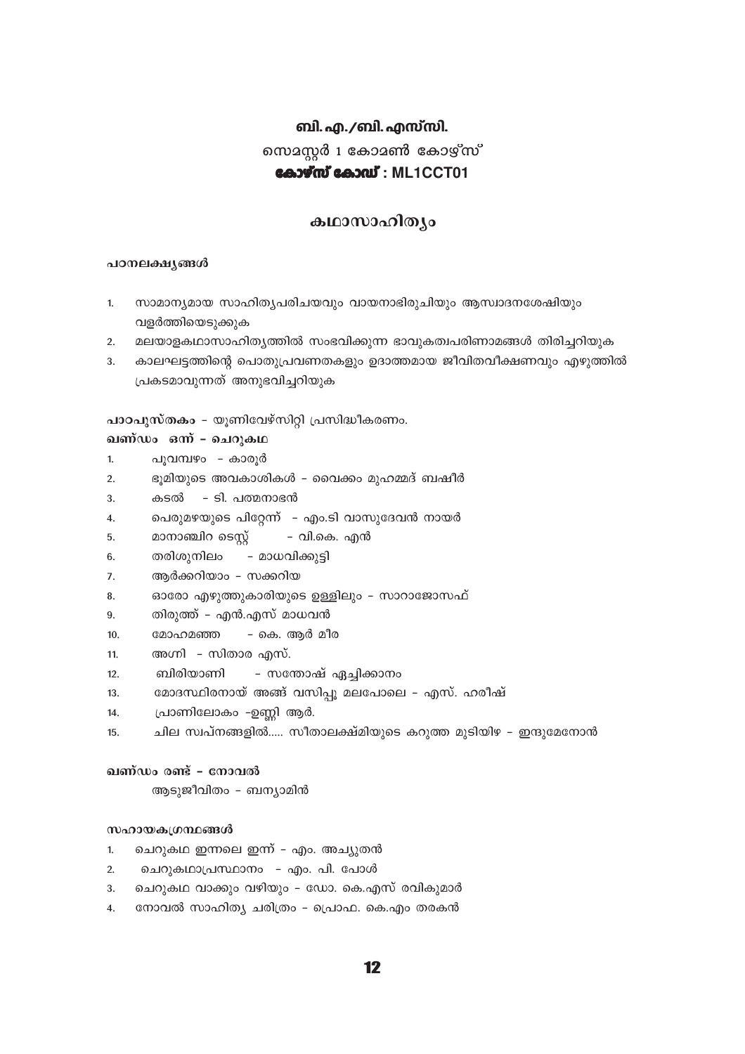# ബി. എ. /ബി. എസ്‌സി.

## സെമസ്റ്റർ 1 കോമൺ കോഴ്സ്

## **കോഴ്സ് കോഡ് : ML1CCT01**

## കഥാസാഹിത്യം

### പഠനലക്ഷ്യങ്ങൾ

1. സാമാന്യമായ സാഹിത്യപരിചയവും വായനാഭിരുചിയും ആസ്വാദനശേഷിയും വളർത്തിയെടുക്കുക
2. മലയാളകഥാസാഹിത്യത്തിൽ സംഭവിക്കുന്ന ഭാവുകത്വപരിണാമങ്ങൾ തിരിച്ചറിയുക
3. കാലഘട്ടത്തിന്റെ പൊതുപ്രവണതകളും ഉദാത്തമായ ജീവിതവീക്ഷണവും എഴുത്തിൽ പ്രകടമാവുന്നത് അനുഭവിച്ചറിയുക

**പാഠപുസ്തകം** - യൂണിവേഴ്സിറ്റി പ്രസിദ്ധീകരണം.

**ഖണ്ഡം ഒന്ന് - ചെറുകഥ**

1. പൂവമ്പഴം - കാരൂർ
2. ഭൂമിയുടെ അവകാശികൾ - വൈക്കം മുഹമ്മദ് ബഷീർ
3. കടൽ - ടി. പത്മനാഭൻ
4. പെരുമഴയുടെ പിറ്റേന്ന് - എം.ടി വാസുദേവൻ നായർ
5. മാനാഞ്ചിറ ടെസ്റ്റ് - വി.കെ. എൻ
6. തരിശുനിലം - മാധവിക്കുട്ടി
7. ആർക്കറിയാം - സക്കറിയ
8. ഓരോ എഴുത്തുകാരിയുടെ ഉള്ളിലും - സാറാജോസഫ്
9. തിരുത്ത് - എൻ.എസ് മാധവൻ
10. മോഹമഞ്ഞ - കെ. ആർ മീര
11. അഗ്നി - സിതാര എസ്.
12. ബിരിയാണി - സന്തോഷ് ഏച്ചിക്കാനം
13. മോദസ്ഥിരനായ് അങ്ങ് വസിപ്പൂ മലപോലെ - എസ്. ഹരീഷ്
14. പ്രാണിലോകം -ഉണ്ണി ആർ.
15. ചില സ്വപ്നങ്ങളിൽ..... സീതാലക്ഷ്മിയുടെ കറുത്ത മുടിയിഴ - ഇന്ദുമേനോൻ

**ഖണ്ഡം രണ്ട് - നോവൽ**

ആടുജീവിതം - ബന്യാമിൻ

### സഹായകഗ്രന്ഥങ്ങൾ

1. ചെറുകഥ ഇന്നലെ ഇന്ന് - എം. അച്യുതൻ
2. ചെറുകഥാപ്രസ്ഥാനം - എം. പി. പോൾ
3. ചെറുകഥ വാക്കും വഴിയും - ഡോ. കെ.എസ് രവികുമാർ
4. നോവൽ സാഹിത്യ ചരിത്രം - പ്രൊഫ. കെ.എം തരകൻ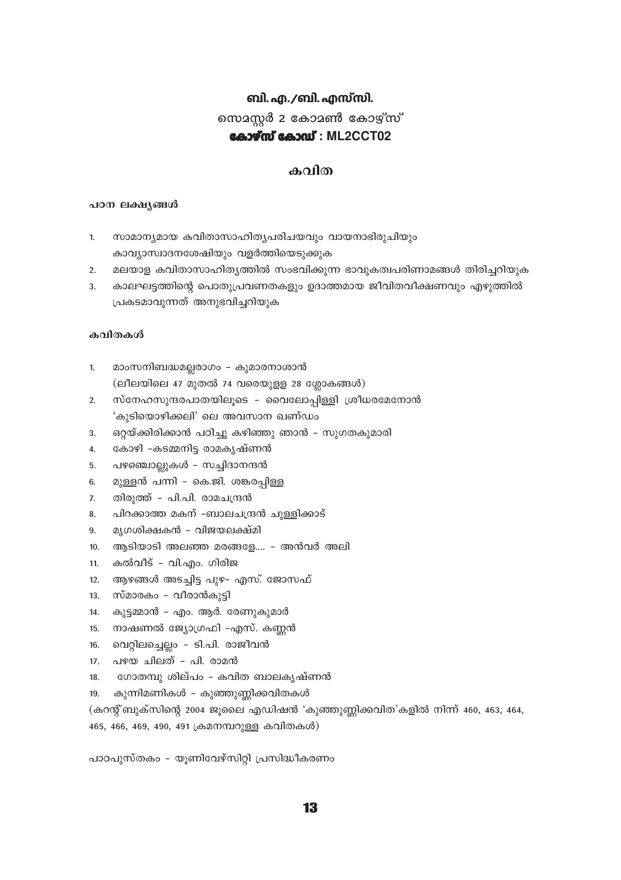# ബി. എ. /ബി. എസ്‌സി.

## സെമസ്റ്റർ 2 കോമൺ കോഴ്സ്

## **കോഴ്സ് കോഡ് : ML2CCT02**

## കവിത

### പഠന ലക്ഷ്യങ്ങൾ

1. സാമാന്യമായ കവിതാസാഹിത്യപരിചയവും വായനാഭിരുചിയും കാവ്യാസ്വാദനശേഷിയും വളർത്തിയെടുക്കുക
2. മലയാള കവിതാസാഹിത്യത്തിൽ സംഭവിക്കുന്ന ഭാവുകത്വപരിണാമങ്ങൾ തിരിച്ചറിയുക
3. കാലഘട്ടത്തിന്റെ പൊതുപ്രവണതകളും ഉദാത്തമായ ജീവിതവീക്ഷണവും എഴുത്തിൽ പ്രകടമാവുന്നത് അനുഭവിച്ചറിയുക

### കവിതകൾ

1. മാംസനിബദ്ധമല്ലരാഗം - കുമാരനാശാൻ
   (ലീലയിലെ 47 മുതൽ 74 വരെയുള്ള 28 ശ്ലോകങ്ങൾ)
2. സ്നേഹസുന്ദരപാതയിലൂടെ - വൈലോപ്പിള്ളി ശ്രീധരമേനോൻ
   'കുടിയൊഴിക്കലി' ലെ അവസാന ഖണ്ഡം
3. ഒറ്റയ്ക്കിരിക്കാൻ പഠിച്ചു കഴിഞ്ഞു ഞാൻ - സുഗതകുമാരി
4. കോഴി -കടമ്മനിട്ട രാമകൃഷ്ണൻ
5. പഴഞ്ചൊല്ലുകൾ - സച്ചിദാനന്ദൻ
6. മുള്ളൻ പന്നി - കെ.ജി. ശങ്കരപ്പിള്ള
7. തിരുത്ത് - പി.പി. രാമചന്ദ്രൻ
8. പിറക്കാത്ത മകന് -ബാലചന്ദ്രൻ ചുള്ളിക്കാട്
9. മൃഗശിക്ഷകൻ - വിജയലക്ഷ്മി
10. ആടിയാടി അലഞ്ഞ മരങ്ങളേ.... - അൻവർ അലി
11. കൽവീട് - വി.എം. ഗിരിജ
12. ആഴങ്ങൾ അടച്ചിട്ട പുഴ- എസ്. ജോസഫ്
13. സ്മാരകം - വീരാൻകുട്ടി
14. കുട്ടമ്മാൻ - എം. ആർ. രേണുകുമാർ
15. നാഷണൽ ജ്യോഗ്രഫി -എസ്. കണ്ണൻ
16. വെറ്റിലച്ചെല്ലം - ടി.പി. രാജീവൻ
17. പഴയ ചിലത് - പി. രാമൻ
18. ഗോതമ്പു ശില്പം - കവിത ബാലകൃഷ്ണൻ
19. കുന്നിമണികൾ - കുഞ്ഞുണ്ണിക്കവിതകൾ

(കറന്റ് ബുക്സിന്റെ 2004 ജൂലൈ എഡിഷൻ 'കുഞ്ഞുണ്ണിക്കവിത'കളിൽ നിന്ന് 460, 463, 464, 465, 466, 469, 490, 491 ക്രമനമ്പറുള്ള കവിതകൾ)

പാഠപുസ്തകം - യൂണിവേഴ്സിറ്റി പ്രസിദ്ധീകരണം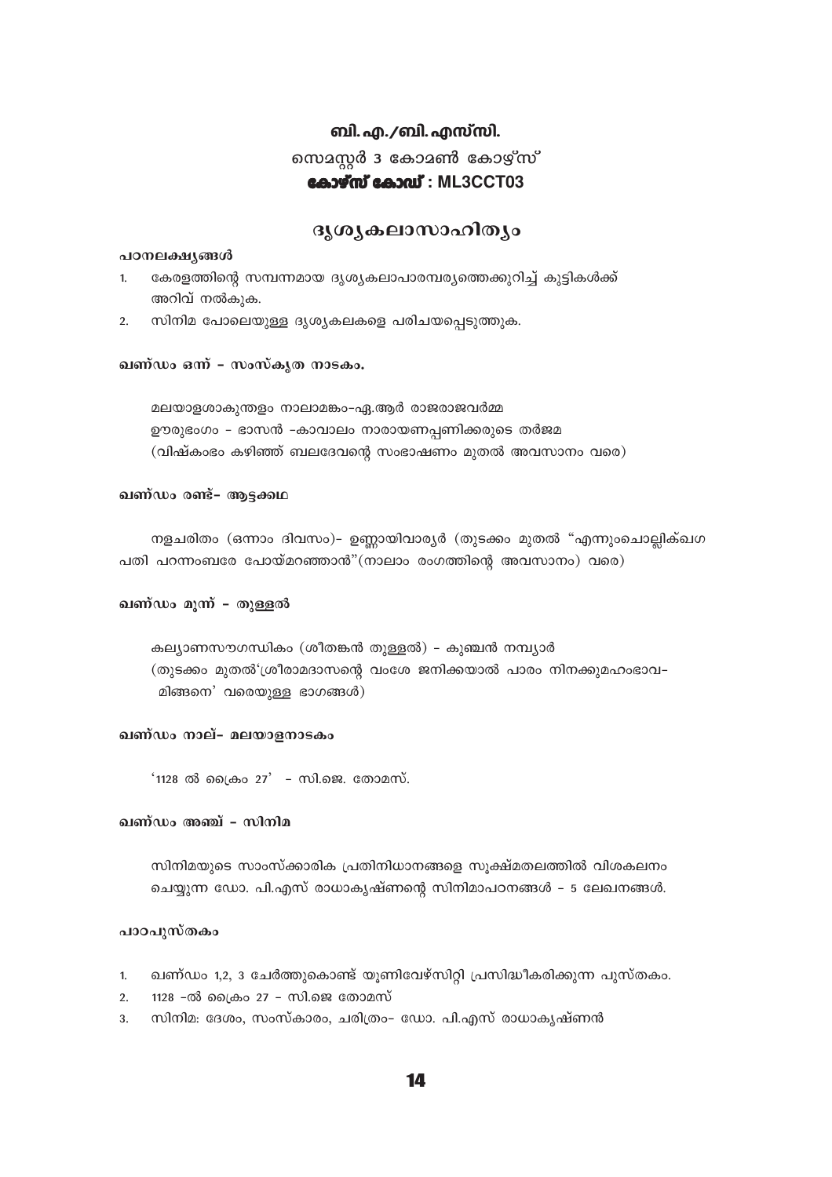## ബി.എ./ബി.എസ്‌സി.

### സെമസ്റ്റർ 3 കോമൺ കോഴ്സ്

### **കോഴ്സ് കോഡ് : ML3CCT03**

# ദൃശ്യകലാസാഹിത്യം

**പാഠലക്ഷ്യങ്ങൾ**

1. കേരളത്തിന്റെ സമ്പന്നമായ ദൃശ്യകലാപാരമ്പര്യത്തെക്കുറിച്ച് കുട്ടികൾക്ക് അറിവ് നൽകുക.
2. സിനിമ പോലെയുള്ള ദൃശ്യകലകളെ പരിചയപ്പെടുത്തുക.

**ഖണ്ഡം ഒന്ന് – സംസ്കൃത നാടകം.**

മലയാളശാകുന്തളം നാലാമങ്കം–ഏ.ആർ രാജരാജവർമ്മ
ഊരുഭംഗം - ഭാസൻ –കാവാലം നാരായണപ്പണിക്കരുടെ തർജമ
(വിഷ്കംഭം കഴിഞ്ഞ് ബലദേവന്റെ സംഭാഷണം മുതൽ അവസാനം വരെ)

**ഖണ്ഡം രണ്ട്– ആട്ടക്കഥ**

നളചരിതം (ഒന്നാം ദിവസം)– ഉണ്ണായിവാര്യർ (തുടക്കം മുതൽ "എന്നുംചൊല്ലിക്ഖഗ പതി പറന്നംബരേ പോയ്മറഞ്ഞാൻ"(നാലാം രംഗത്തിന്റെ അവസാനം) വരെ)

**ഖണ്ഡം മൂന്ന് – തുള്ളൽ**

കല്യാണസൗഗന്ധികം (ശീതങ്കൻ തുള്ളൽ) – കുഞ്ചൻ നമ്പ്യാർ
(തുടക്കം മുതൽ'ശ്രീരാമദാസന്റെ വംശേ ജനിക്കയാൽ പാരം നിനക്കുമഹംഭാവ–മിങ്ങനെ' വരെയുള്ള ഭാഗങ്ങൾ)

**ഖണ്ഡം നാല്– മലയാളനാടകം**

'1128 ൽ ക്രൈം 27' – സി.ജെ. തോമസ്.

**ഖണ്ഡം അഞ്ച് – സിനിമ**

സിനിമയുടെ സാംസ്ക്കാരിക പ്രതിനിധാനങ്ങളെ സൂക്ഷ്മതലത്തിൽ വിശകലനം ചെയ്യുന്ന ഡോ. പി.എസ് രാധാകൃഷ്ണന്റെ സിനിമാപഠനങ്ങൾ – 5 ലേഖനങ്ങൾ.

**പാഠപുസ്തകം**

1. ഖണ്ഡം 1,2, 3 ചേർത്തുകൊണ്ട് യൂണിവേഴ്സിറ്റി പ്രസിദ്ധീകരിക്കുന്ന പുസ്തകം.
2. 1128 –ൽ ക്രൈം 27 – സി.ജെ തോമസ്
3. സിനിമ: ദേശം, സംസ്കാരം, ചരിത്രം– ഡോ. പി.എസ് രാധാകൃഷ്ണൻ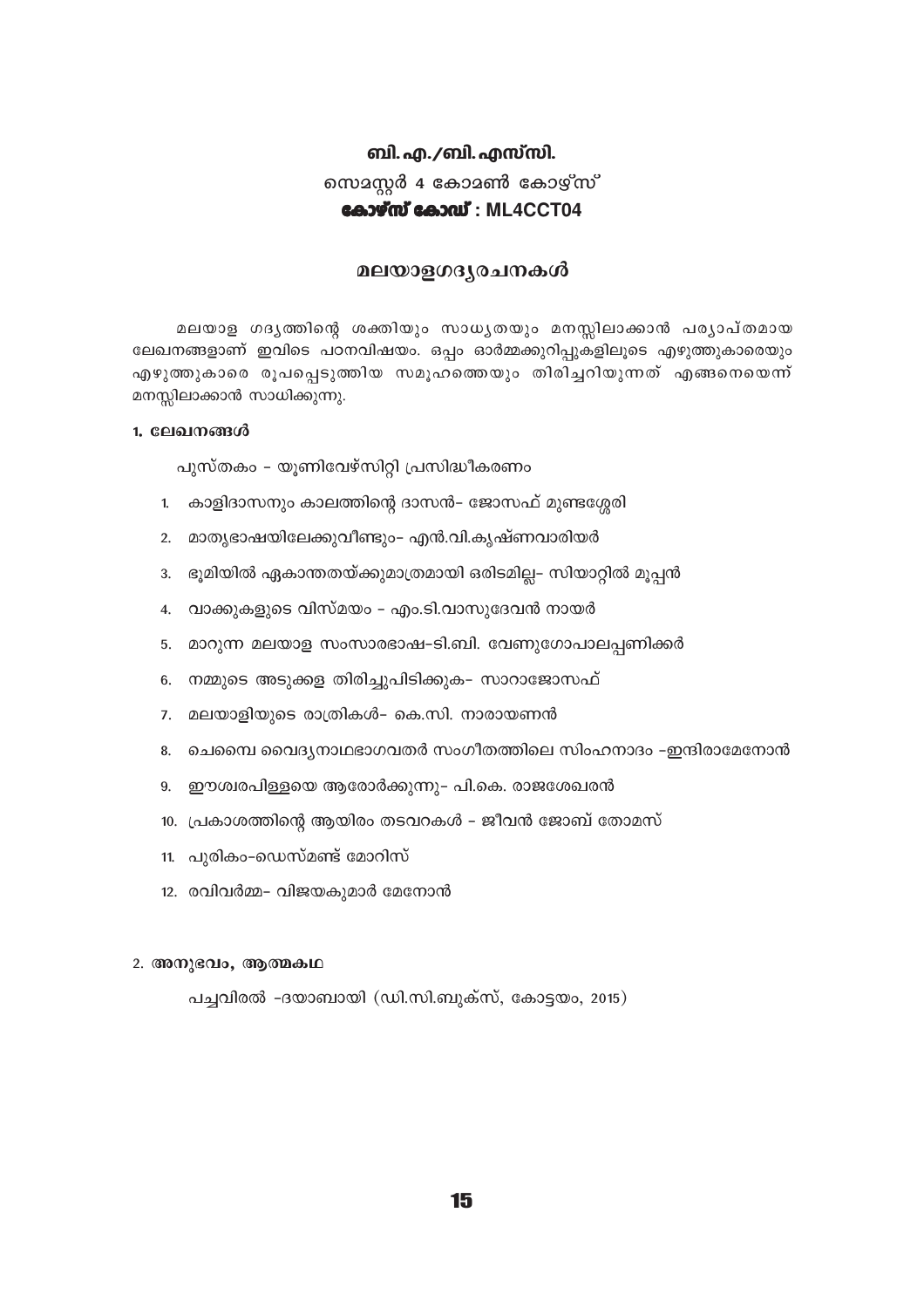# ബി.എ./ബി.എസ്‌സി.

## സെമസ്റ്റർ 4 കോമൺ കോഴ്സ്

## **കോഴ്സ് കോഡ് : ML4CCT04**

## മലയാളഗദ്യരചനകൾ

മലയാള ഗദ്യത്തിന്റെ ശക്തിയും സാധ്യതയും മനസ്സിലാക്കാൻ പര്യാപ്തമായ ലേഖനങ്ങളാണ് ഇവിടെ പഠനവിഷയം. ഒപ്പം ഓർമ്മക്കുറിപ്പുകളിലൂടെ എഴുത്തുകാരെയും എഴുത്തുകാരെ രൂപപ്പെടുത്തിയ സമൂഹത്തെയും തിരിച്ചറിയുന്നത് എങ്ങനെയെന്ന് മനസ്സിലാക്കാൻ സാധിക്കുന്നു.

### 1. ലേഖനങ്ങൾ

പുസ്തകം - യൂണിവേഴ്സിറ്റി പ്രസിദ്ധീകരണം

1. കാളിദാസനും കാലത്തിന്റെ ദാസൻ- ജോസഫ് മുണ്ടശ്ശേരി
2. മാതൃഭാഷയിലേക്കുവീണ്ടും- എൻ.വി.കൃഷ്ണവാരിയർ
3. ഭൂമിയിൽ ഏകാന്തതയ്ക്കുമാത്രമായി ഒരിടമില്ല- സിയാറ്റിൽ മൂപ്പൻ
4. വാക്കുകളുടെ വിസ്മയം - എം.ടി.വാസുദേവൻ നായർ
5. മാറുന്ന മലയാള സംസാരഭാഷ-ടി.ബി. വേണുഗോപാലപ്പണിക്കർ
6. നമ്മുടെ അടുക്കള തിരിച്ചുപിടിക്കുക- സാറാജോസഫ്
7. മലയാളിയുടെ രാത്രികൾ- കെ.സി. നാരായണൻ
8. ചെമ്പൈ വൈദ്യനാഥഭാഗവതർ സംഗീതത്തിലെ സിംഹനാദം -ഇന്ദിരാമേനോൻ
9. ഈശ്വരപിള്ളയെ ആരോർക്കുന്നു- പി.കെ. രാജശേഖരൻ
10. പ്രകാശത്തിന്റെ ആയിരം തടവറകൾ - ജീവൻ ജോബ് തോമസ്
11. പുരികം-ഡെസ്മണ്ട് മോറിസ്
12. രവിവർമ്മ- വിജയകുമാർ മേനോൻ

### 2. അനുഭവം, ആത്മകഥ

പച്ചവിരൽ -ദയാബായി (ഡി.സി.ബുക്സ്, കോട്ടയം, 2015)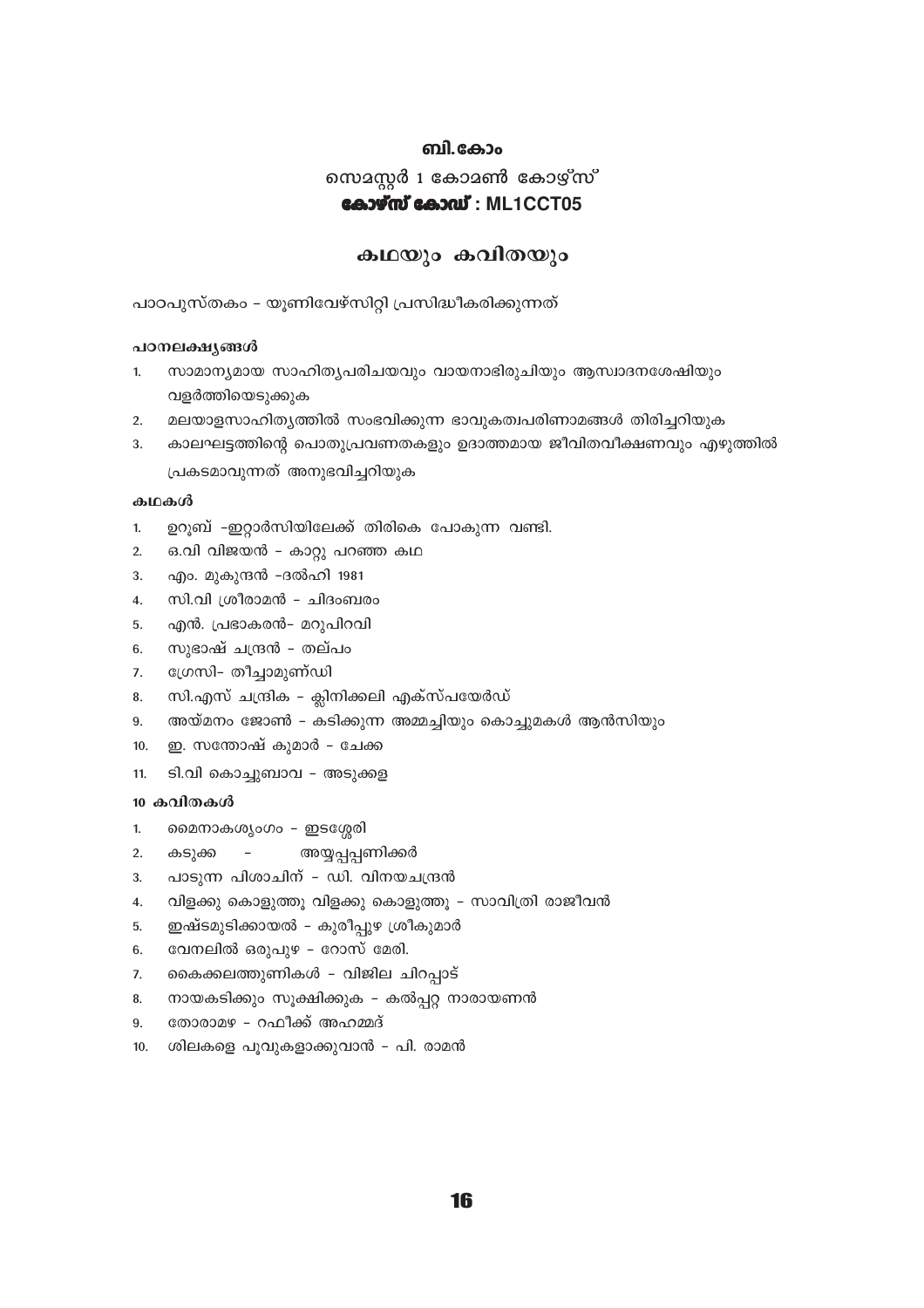# ബി.കോം

## സെമസ്റ്റർ 1 കോമൺ കോഴ്സ്

## **കോഴ്സ് കോഡ് : ML1CCT05**

## കഥയും കവിതയും

പാഠപുസ്തകം – യൂണിവേഴ്സിറ്റി പ്രസിദ്ധീകരിക്കുന്നത്

### പഠനലക്ഷ്യങ്ങൾ

1. സാമാന്യമായ സാഹിത്യപരിചയവും വായനാഭിരുചിയും ആസ്വാദനശേഷിയും വളർത്തിയെടുക്കുക
2. മലയാളസാഹിത്യത്തിൽ സംഭവിക്കുന്ന ഭാവുകത്വപരിണാമങ്ങൾ തിരിച്ചറിയുക
3. കാലഘട്ടത്തിന്റെ പൊതുപ്രവണതകളും ഉദാത്തമായ ജീവിതവീക്ഷണവും എഴുത്തിൽ പ്രകടമാവുന്നത് അനുഭവിച്ചറിയുക

### കഥകൾ

1. ഉറൂബ് –ഇറ്റാർസിയിലേക്ക് തിരികെ പോകുന്ന വണ്ടി.
2. ഒ.വി വിജയൻ – കാറ്റു പറഞ്ഞ കഥ
3. എം. മുകുന്ദൻ –ദൽഹി 1981
4. സി.വി ശ്രീരാമൻ – ചിദംബരം
5. എൻ. പ്രഭാകരൻ– മറുപിറവി
6. സുഭാഷ് ചന്ദ്രൻ – തല്പം
7. ഗ്രേസി– തീച്ചാമുണ്ഡി
8. സി.എസ് ചന്ദ്രിക – ക്ലിനിക്കലി എക്സ്പയേർഡ്
9. അയ്മനം ജോൺ – കടിക്കുന്ന അമ്മച്ചിയും കൊച്ചുമകൾ ആൻസിയും
10. ഇ. സന്തോഷ് കുമാർ – ചേക്ക
11. ടി.വി കൊച്ചുബാവ – അടുക്കള

### 10 കവിതകൾ

1. മൈനാകശൃംഗം – ഇടശ്ശേരി
2. കടുക്ക – അയ്യപ്പപ്പണിക്കർ
3. പാടുന്ന പിശാചിന് – ഡി. വിനയചന്ദ്രൻ
4. വിളക്കു കൊളുത്തൂ വിളക്കു കൊളുത്തൂ – സാവിത്രി രാജീവൻ
5. ഇഷ്ടമുടിക്കായൽ – കുരീപ്പുഴ ശ്രീകുമാർ
6. വേനലിൽ ഒരുപുഴ – റോസ് മേരി.
7. കൈക്കലത്തുണികൾ – വിജില ചിറപ്പാട്
8. നായകടിക്കും സൂക്ഷിക്കുക – കൽപ്പറ്റ നാരായണൻ
9. തോരാമഴ – റഫീക്ക് അഹമ്മദ്
10. ശിലകളെ പൂവുകളാക്കുവാൻ – പി. രാമൻ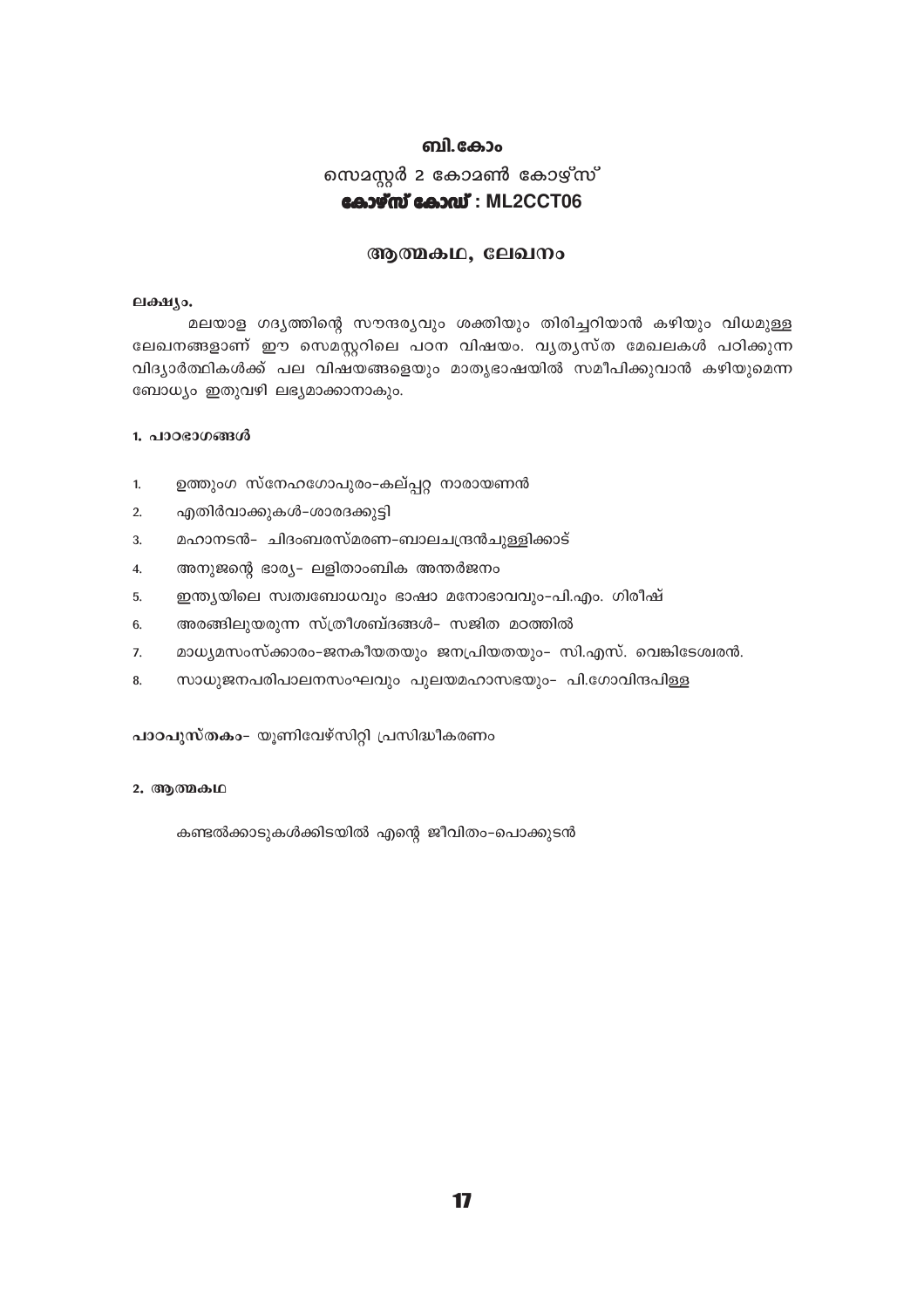## ബി.കോം

## സെമസ്റ്റർ 2 കോമൺ കോഴ്സ്

## കോഴ്സ് കോഡ് : ML2CCT06

### ആത്മകഥ, ലേഖനം

**ലക്ഷ്യം.**

മലയാള ഗദ്യത്തിന്റെ സൗന്ദര്യവും ശക്തിയും തിരിച്ചറിയാൻ കഴിയും വിധമുള്ള ലേഖനങ്ങളാണ് ഈ സെമസ്റ്ററിലെ പഠന വിഷയം. വ്യത്യസ്ത മേഖലകൾ പഠിക്കുന്ന വിദ്യാർത്ഥികൾക്ക് പല വിഷയങ്ങളെയും മാതൃഭാഷയിൽ സമീപിക്കുവാൻ കഴിയുമെന്ന ബോധ്യം ഇതുവഴി ലഭ്യമാക്കാനാകും.

**1. പാഠഭാഗങ്ങൾ**

1. ഉത്തുംഗ സ്നേഹഗോപുരം-കല്പ്പറ്റ നാരായണൻ
2. എതിർവാക്കുകൾ-ശാരദക്കുട്ടി
3. മഹാനടൻ- ചിദംബരസ്മരണ-ബാലചന്ദ്രൻചുള്ളിക്കാട്
4. അനുജന്റെ ഭാര്യ- ലളിതാംബിക അന്തർജനം
5. ഇന്ത്യയിലെ സ്വത്വബോധവും ഭാഷാ മനോഭാവവും-പി.എം. ഗിരീഷ്
6. അരങ്ങിലുയരുന്ന സ്ത്രീശബ്ദങ്ങൾ- സജിത മഠത്തിൽ
7. മാധ്യമസംസ്ക്കാരം-ജനകീയതയും ജനപ്രിയതയും- സി.എസ്. വെങ്കിടേശ്വരൻ.
8. സാധുജനപരിപാലനസംഘവും പുലയമഹാസഭയും- പി.ഗോവിന്ദപിള്ള

**പാഠപുസ്തകം**- യൂണിവേഴ്സിറ്റി പ്രസിദ്ധീകരണം

**2. ആത്മകഥ**

കണ്ടൽക്കാടുകൾക്കിടയിൽ എന്റെ ജീവിതം-പൊക്കുടൻ